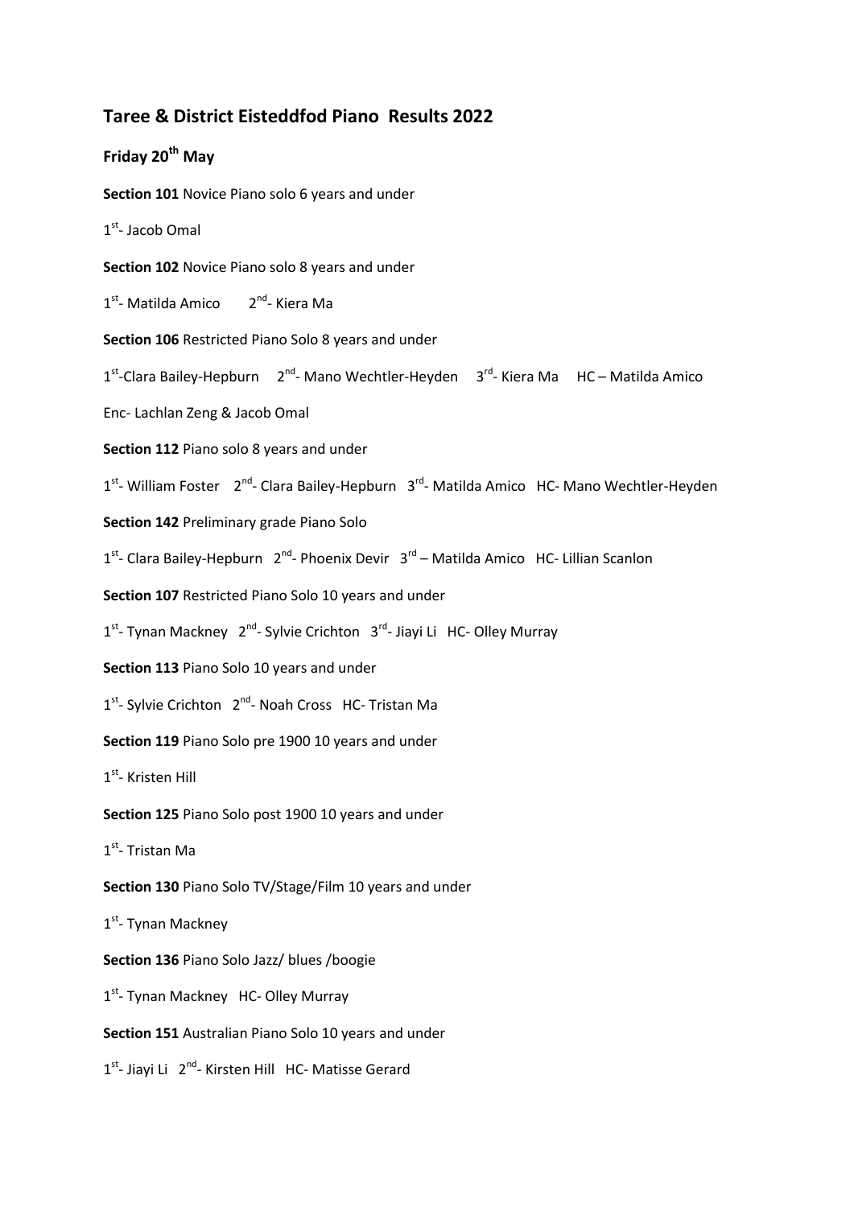## Taree & District Eisteddfod Piano Results 2022

### Friday 20th May

**Section 101** Novice Piano solo 6 years and under

1st- Jacob Omal

**Section 102** Novice Piano solo 8 years and under

1st- Matilda Amico 2nd- Kiera Ma

**Section 106** Restricted Piano Solo 8 years and under

1st-Clara Bailey-Hepburn 2nd- Mano Wechtler-Heyden 3rd- Kiera Ma HC – Matilda Amico

Enc- Lachlan Zeng & Jacob Omal

**Section 112** Piano solo 8 years and under

1st- William Foster 2nd- Clara Bailey-Hepburn 3rd- Matilda Amico HC- Mano Wechtler-Heyden

**Section 142** Preliminary grade Piano Solo

1st- Clara Bailey-Hepburn 2nd- Phoenix Devir 3rd – Matilda Amico HC- Lillian Scanlon

**Section 107** Restricted Piano Solo 10 years and under

1st- Tynan Mackney 2nd- Sylvie Crichton 3rd- Jiayi Li HC- Olley Murray

**Section 113** Piano Solo 10 years and under

1st- Sylvie Crichton 2nd- Noah Cross HC- Tristan Ma

**Section 119** Piano Solo pre 1900 10 years and under

1st- Kristen Hill

**Section 125** Piano Solo post 1900 10 years and under

1st- Tristan Ma

**Section 130** Piano Solo TV/Stage/Film 10 years and under

1st- Tynan Mackney

**Section 136** Piano Solo Jazz/ blues /boogie

1st- Tynan Mackney HC- Olley Murray

**Section 151** Australian Piano Solo 10 years and under

1st- Jiayi Li 2nd- Kirsten Hill HC- Matisse Gerard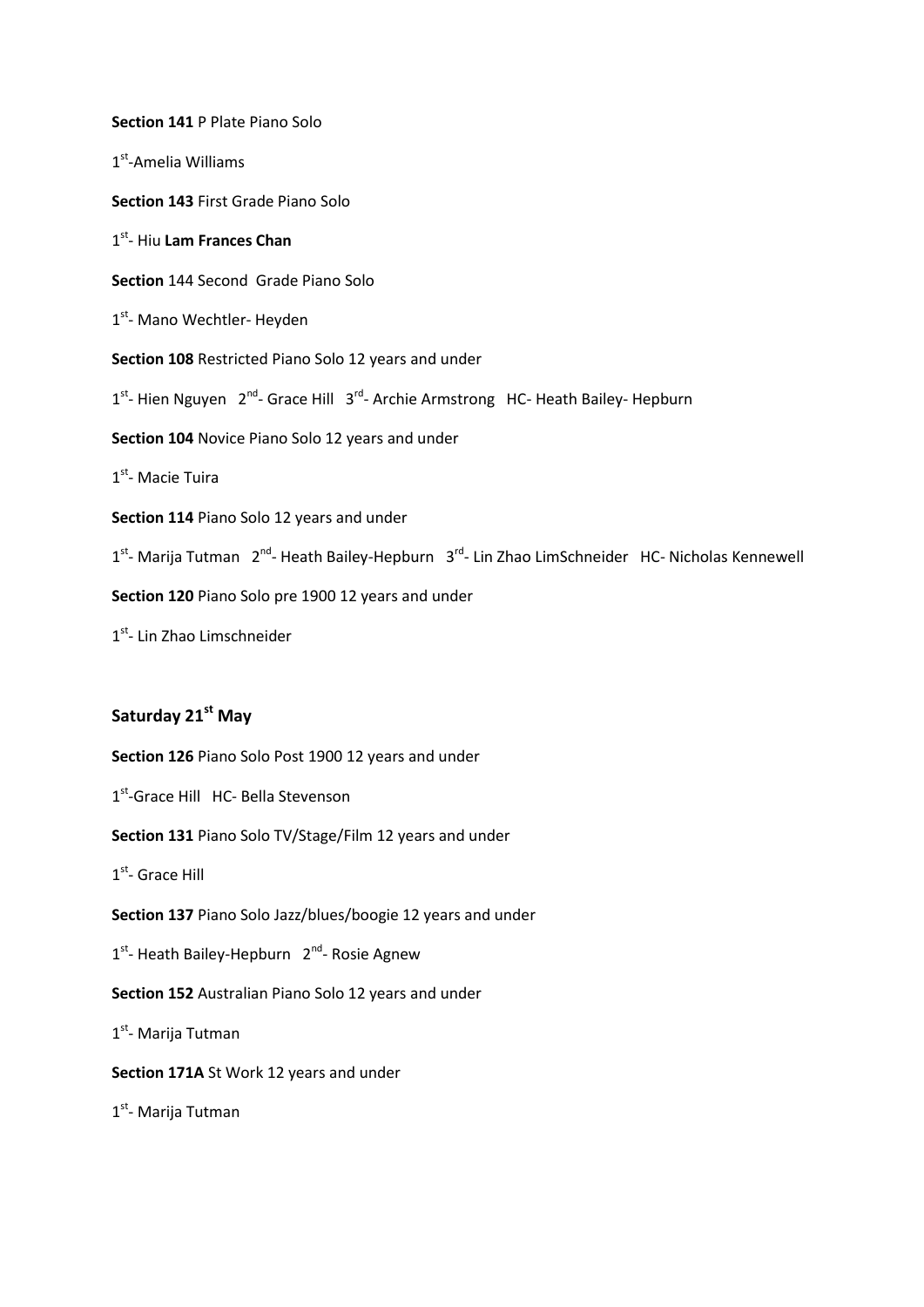**Section 141** P Plate Piano Solo

1st-Amelia Williams

**Section 143** First Grade Piano Solo

1st- Hiu **Lam Frances Chan**

**Section** 144 Second Grade Piano Solo

1st- Mano Wechtler- Heyden

**Section 108** Restricted Piano Solo 12 years and under

1st- Hien Nguyen 2nd- Grace Hill 3rd- Archie Armstrong HC- Heath Bailey- Hepburn

**Section 104** Novice Piano Solo 12 years and under

1st- Macie Tuira

**Section 114** Piano Solo 12 years and under

1st- Marija Tutman 2nd- Heath Bailey-Hepburn 3rd- Lin Zhao LimSchneider HC- Nicholas Kennewell

**Section 120** Piano Solo pre 1900 12 years and under

1st- Lin Zhao Limschneider

## Saturday 21st May

**Section 126** Piano Solo Post 1900 12 years and under

1st-Grace Hill HC- Bella Stevenson

**Section 131** Piano Solo TV/Stage/Film 12 years and under

1st- Grace Hill

**Section 137** Piano Solo Jazz/blues/boogie 12 years and under

1st- Heath Bailey-Hepburn 2nd- Rosie Agnew

**Section 152** Australian Piano Solo 12 years and under

1st- Marija Tutman

**Section 171A** St Work 12 years and under

1st- Marija Tutman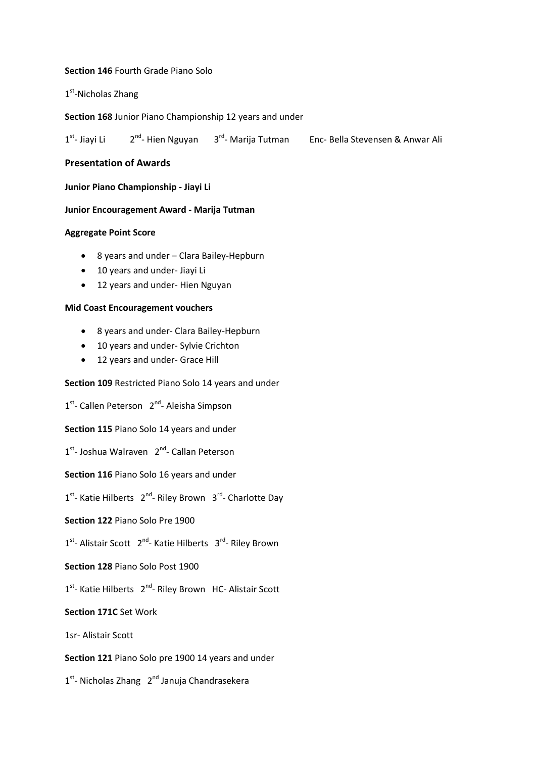**Section 146** Fourth Grade Piano Solo

1st-Nicholas Zhang

**Section 168** Junior Piano Championship 12 years and under

1st- Jiayi Li 2nd- Hien Nguyan 3rd- Marija Tutman Enc- Bella Stevensen & Anwar Ali

### Presentation of Awards

**Junior Piano Championship - Jiayi Li**

**Junior Encouragement Award - Marija Tutman**

**Aggregate Point Score**

- 8 years and under – Clara Bailey-Hepburn
- 10 years and under- Jiayi Li
- 12 years and under- Hien Nguyan

**Mid Coast Encouragement vouchers**

- 8 years and under- Clara Bailey-Hepburn
- 10 years and under- Sylvie Crichton
- 12 years and under- Grace Hill

**Section 109** Restricted Piano Solo 14 years and under

1st- Callen Peterson 2nd- Aleisha Simpson

**Section 115** Piano Solo 14 years and under

1st- Joshua Walraven 2nd- Callan Peterson

**Section 116** Piano Solo 16 years and under

1st- Katie Hilberts 2nd- Riley Brown 3rd- Charlotte Day

**Section 122** Piano Solo Pre 1900

1st- Alistair Scott 2nd- Katie Hilberts 3rd- Riley Brown

**Section 128** Piano Solo Post 1900

1st- Katie Hilberts 2nd- Riley Brown HC- Alistair Scott

**Section 171C** Set Work

1sr- Alistair Scott

**Section 121** Piano Solo pre 1900 14 years and under

1st- Nicholas Zhang 2nd Januja Chandrasekera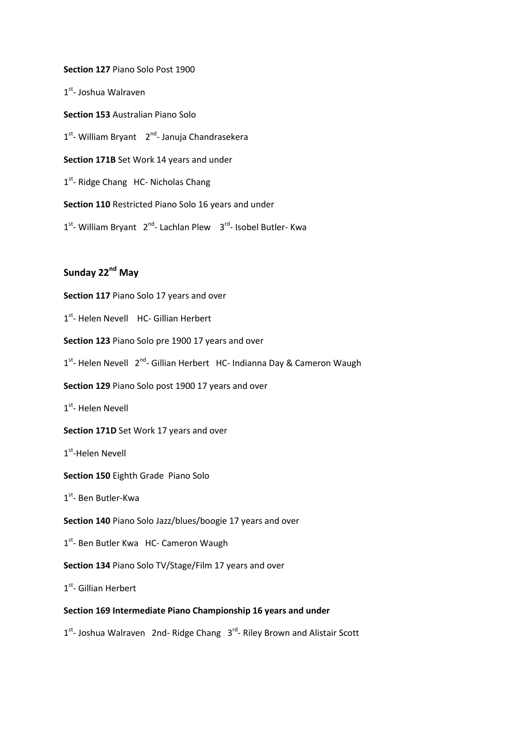**Section 127** Piano Solo Post 1900

1st- Joshua Walraven

**Section 153** Australian Piano Solo

1st- William Bryant   2nd- Januja Chandrasekera

**Section 171B** Set Work 14 years and under

1st- Ridge Chang   HC- Nicholas Chang

**Section 110** Restricted Piano Solo 16 years and under

1st- William Bryant   2nd- Lachlan Plew   3rd- Isobel Butler- Kwa

## Sunday 22nd May

**Section 117** Piano Solo 17 years and over

1st- Helen Nevell   HC- Gillian Herbert

**Section 123** Piano Solo pre 1900 17 years and over

1st- Helen Nevell   2nd- Gillian Herbert   HC- Indianna Day & Cameron Waugh

**Section 129** Piano Solo post 1900 17 years and over

1st- Helen Nevell

**Section 171D** Set Work 17 years and over

1st-Helen Nevell

**Section 150** Eighth Grade Piano Solo

1st- Ben Butler-Kwa

**Section 140** Piano Solo Jazz/blues/boogie 17 years and over

1st- Ben Butler Kwa   HC- Cameron Waugh

**Section 134** Piano Solo TV/Stage/Film 17 years and over

1st- Gillian Herbert

**Section 169 Intermediate Piano Championship 16 years and under**

1st- Joshua Walraven   2nd- Ridge Chang   3rd- Riley Brown and Alistair Scott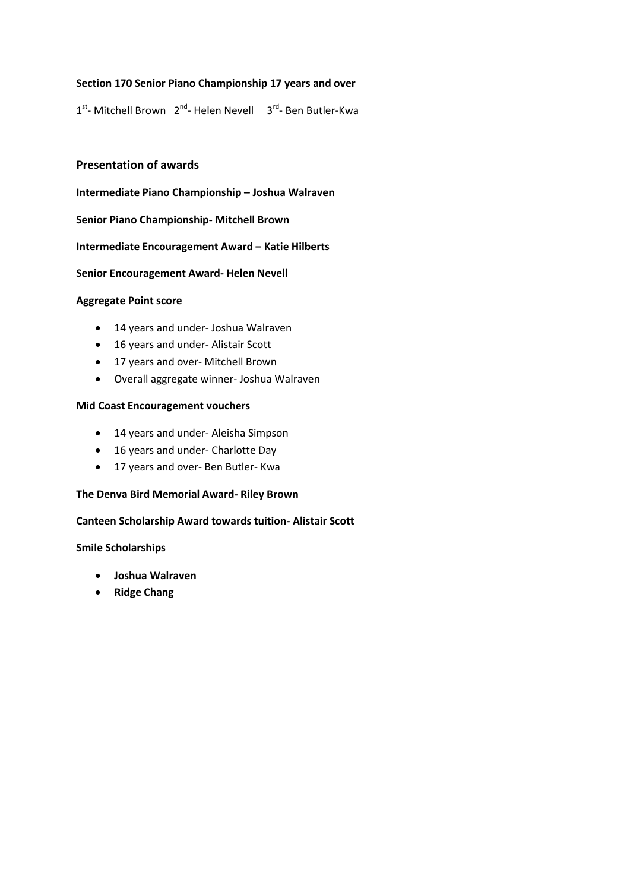**Section 170 Senior Piano Championship 17 years and over**

1st- Mitchell Brown 2nd- Helen Nevell 3rd- Ben Butler-Kwa

## Presentation of awards

**Intermediate Piano Championship – Joshua Walraven**

**Senior Piano Championship- Mitchell Brown**

**Intermediate Encouragement Award – Katie Hilberts**

**Senior Encouragement Award- Helen Nevell**

**Aggregate Point score**

- 14 years and under- Joshua Walraven
- 16 years and under- Alistair Scott
- 17 years and over- Mitchell Brown
- Overall aggregate winner- Joshua Walraven

**Mid Coast Encouragement vouchers**

- 14 years and under- Aleisha Simpson
- 16 years and under- Charlotte Day
- 17 years and over- Ben Butler- Kwa

**The Denva Bird Memorial Award- Riley Brown**

**Canteen Scholarship Award towards tuition- Alistair Scott**

**Smile Scholarships**

- **Joshua Walraven**
- **Ridge Chang**